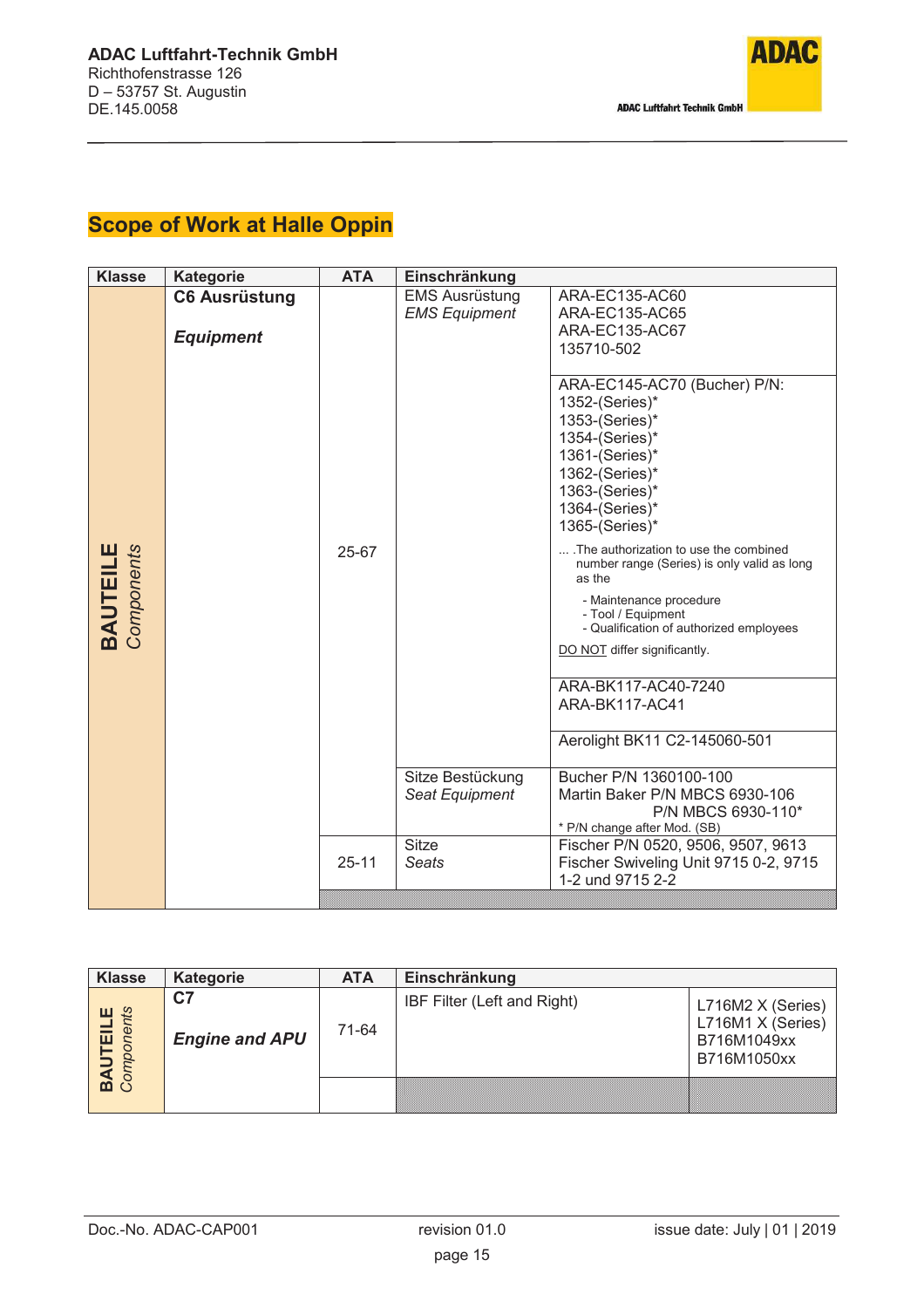ADAC Luftfahrt-Technik GmbH
Richthofenstrasse 126
D – 53757 St. Augustin
DE.145.0058

## Scope of Work at Halle Oppin

| Klasse | Kategorie | ATA | Einschränkung | |
|---|---|---|---|---|
| **BAUTEILE** *Components* | **C6 Ausrüstung** *Equipment* | 25-67 | EMS Ausrüstung *EMS Equipment* | ARA-EC135-AC60<br>ARA-EC135-AC65<br>ARA-EC135-AC67<br>135710-502 |
| | | | | ARA-EC145-AC70 (Bucher) P/N:<br>1352-(Series)*<br>1353-(Series)*<br>1354-(Series)*<br>1361-(Series)*<br>1362-(Series)*<br>1363-(Series)*<br>1364-(Series)*<br>1365-(Series)*<br>… .The authorization to use the combined number range (Series) is only valid as long as the<br>- Maintenance procedure<br>- Tool / Equipment<br>- Qualification of authorized employees<br>DO NOT differ significantly. |
| | | | | ARA-BK117-AC40-7240<br>ARA-BK117-AC41 |
| | | | | Aerolight BK11 C2-145060-501 |
| | | | Sitze Bestückung *Seat Equipment* | Bucher P/N 1360100-100<br>Martin Baker P/N MBCS 6930-106<br>P/N MBCS 6930-110*<br>* P/N change after Mod. (SB) |
| | | 25-11 | Sitze *Seats* | Fischer P/N 0520, 9506, 9507, 9613<br>Fischer Swiveling Unit 9715 0-2, 9715 1-2 und 9715 2-2 |

| Klasse | Kategorie | ATA | Einschränkung | |
|---|---|---|---|---|
| **BAUTEILE** *Components* | **C7** *Engine and APU* | 71-64 | IBF Filter (Left and Right) | L716M2 X (Series)<br>L716M1 X (Series)<br>B716M1049xx<br>B716M1050xx |

Doc.-No. ADAC-CAP001 revision 01.0 issue date: July | 01 | 2019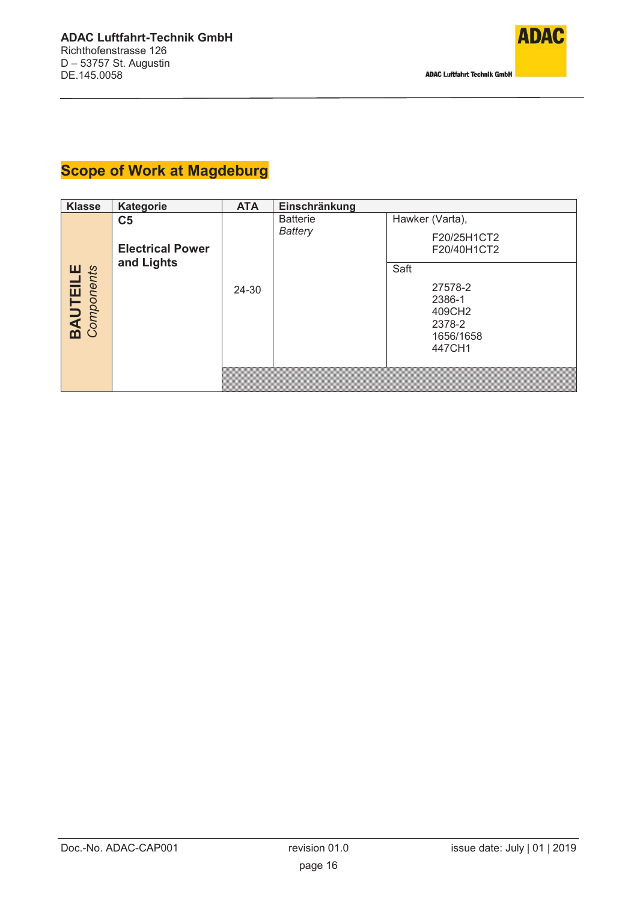## Scope of Work at Magdeburg

| Klasse | Kategorie | ATA | Einschränkung | |
|---|---|---|---|---|
| **BAUTEILE** *Components* | **C5** **Electrical Power and Lights** | 24-30 | Batterie *Battery* | Hawker (Varta), F20/25H1CT2 F20/40H1CT2 |
| | | | | Saft 27578-2 2386-1 409CH2 2378-2 1656/1658 447CH1 |